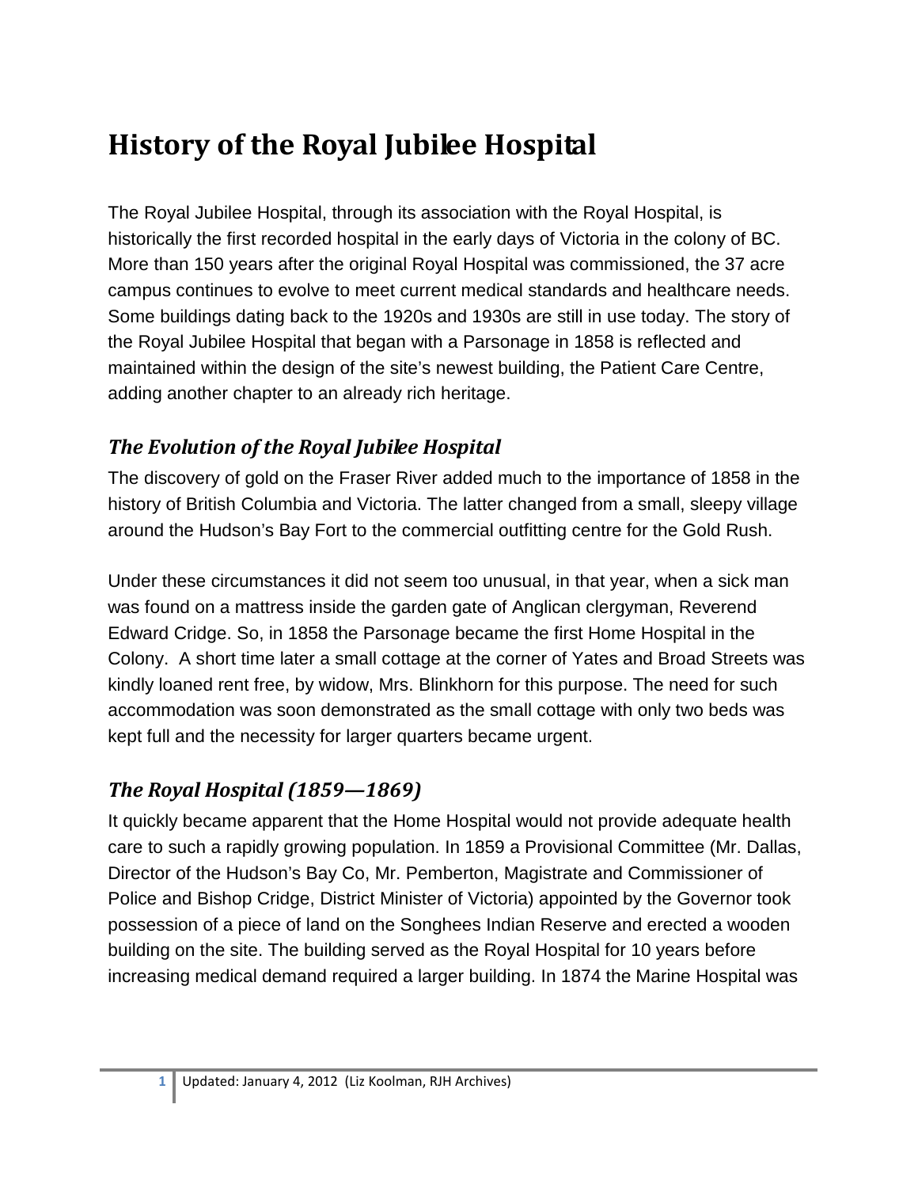# History of the Royal Jubilee Hospital

The Royal Jubilee Hospital, through its association with the Royal Hospital, is historically the first recorded hospital in the early days of Victoria in the colony of BC. More than 150 years after the original Royal Hospital was commissioned, the 37 acre campus continues to evolve to meet current medical standards and healthcare needs. Some buildings dating back to the 1920s and 1930s are still in use today. The story of the Royal Jubilee Hospital that began with a Parsonage in 1858 is reflected and maintained within the design of the site's newest building, the Patient Care Centre, adding another chapter to an already rich heritage.

## *The Evolution of the Royal Jubilee Hospital*

The discovery of gold on the Fraser River added much to the importance of 1858 in the history of British Columbia and Victoria. The latter changed from a small, sleepy village around the Hudson's Bay Fort to the commercial outfitting centre for the Gold Rush.

Under these circumstances it did not seem too unusual, in that year, when a sick man was found on a mattress inside the garden gate of Anglican clergyman, Reverend Edward Cridge. So, in 1858 the Parsonage became the first Home Hospital in the Colony. A short time later a small cottage at the corner of Yates and Broad Streets was kindly loaned rent free, by widow, Mrs. Blinkhorn for this purpose. The need for such accommodation was soon demonstrated as the small cottage with only two beds was kept full and the necessity for larger quarters became urgent.

## *The Royal Hospital (1859—1869)*

It quickly became apparent that the Home Hospital would not provide adequate health care to such a rapidly growing population. In 1859 a Provisional Committee (Mr. Dallas, Director of the Hudson's Bay Co, Mr. Pemberton, Magistrate and Commissioner of Police and Bishop Cridge, District Minister of Victoria) appointed by the Governor took possession of a piece of land on the Songhees Indian Reserve and erected a wooden building on the site. The building served as the Royal Hospital for 10 years before increasing medical demand required a larger building. In 1874 the Marine Hospital was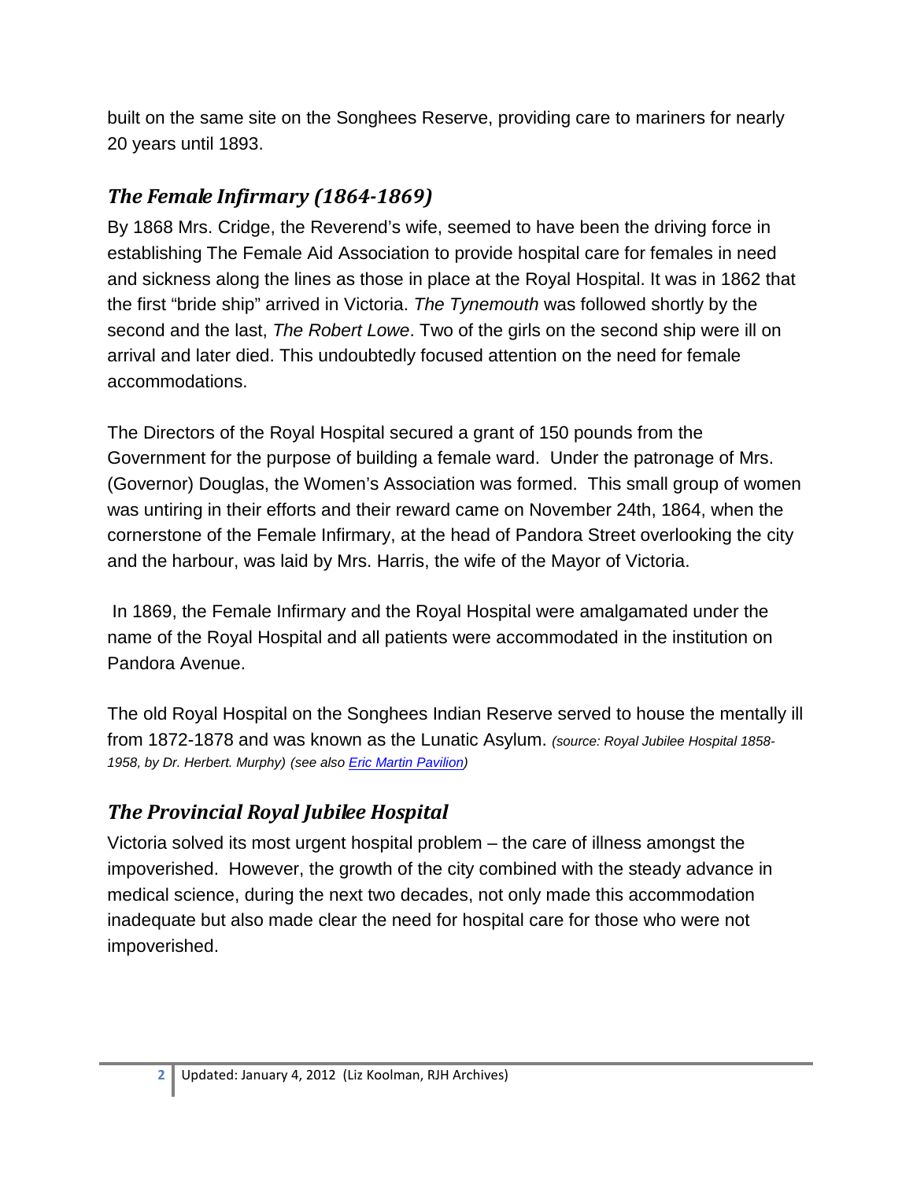built on the same site on the Songhees Reserve, providing care to mariners for nearly 20 years until 1893.

## *The Female Infirmary (1864-1869)*

By 1868 Mrs. Cridge, the Reverend's wife, seemed to have been the driving force in establishing The Female Aid Association to provide hospital care for females in need and sickness along the lines as those in place at the Royal Hospital. It was in 1862 that the first "bride ship" arrived in Victoria. *The Tynemouth* was followed shortly by the second and the last, *The Robert Lowe*. Two of the girls on the second ship were ill on arrival and later died. This undoubtedly focused attention on the need for female accommodations.

The Directors of the Royal Hospital secured a grant of 150 pounds from the Government for the purpose of building a female ward. Under the patronage of Mrs. (Governor) Douglas, the Women's Association was formed. This small group of women was untiring in their efforts and their reward came on November 24th, 1864, when the cornerstone of the Female Infirmary, at the head of Pandora Street overlooking the city and the harbour, was laid by Mrs. Harris, the wife of the Mayor of Victoria.

In 1869, the Female Infirmary and the Royal Hospital were amalgamated under the name of the Royal Hospital and all patients were accommodated in the institution on Pandora Avenue.

The old Royal Hospital on the Songhees Indian Reserve served to house the mentally ill from 1872-1878 and was known as the Lunatic Asylum. *(source: Royal Jubilee Hospital 1858-1958, by Dr. Herbert. Murphy) (see also Eric Martin Pavilion)*

## *The Provincial Royal Jubilee Hospital*

Victoria solved its most urgent hospital problem – the care of illness amongst the impoverished. However, the growth of the city combined with the steady advance in medical science, during the next two decades, not only made this accommodation inadequate but also made clear the need for hospital care for those who were not impoverished.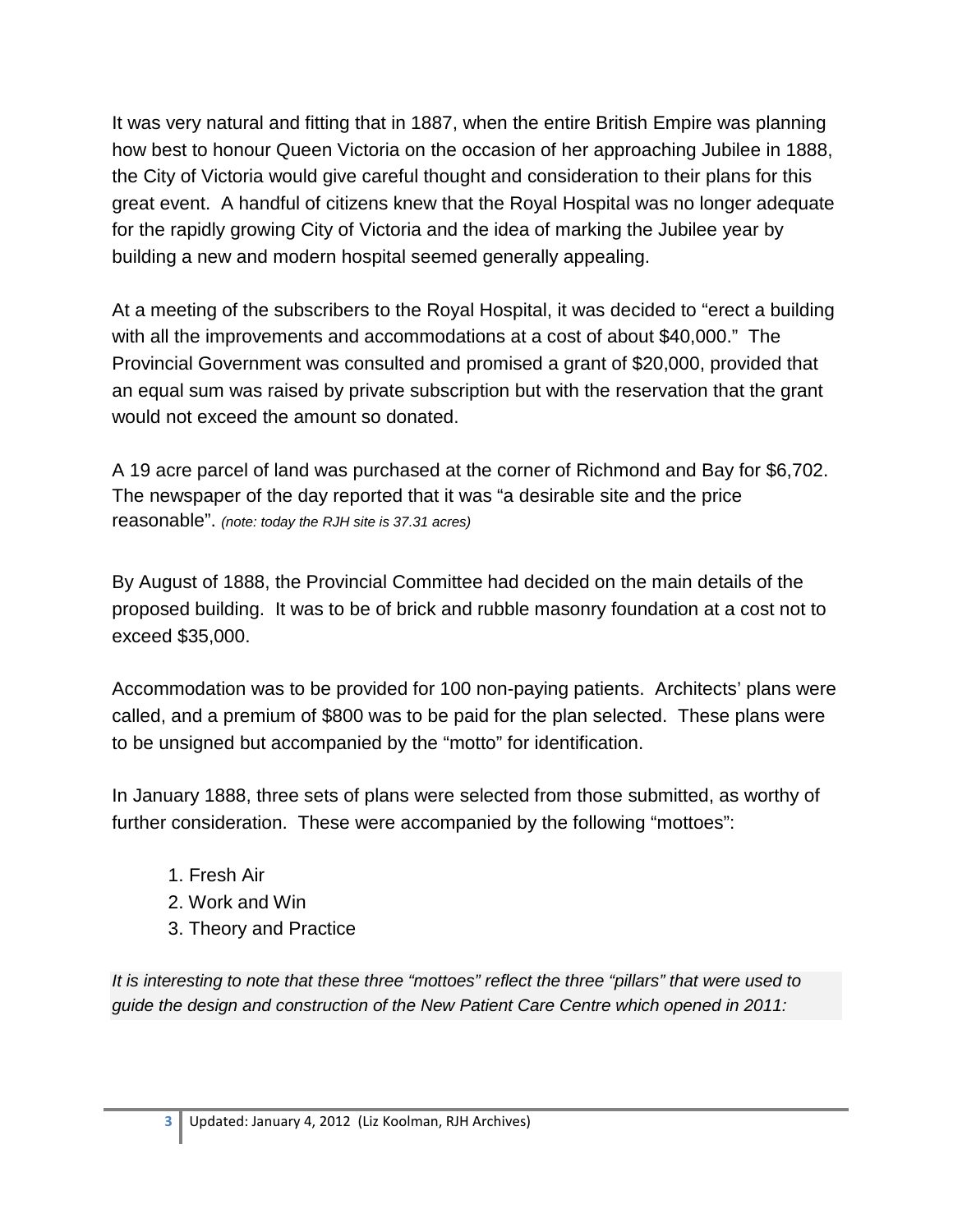It was very natural and fitting that in 1887, when the entire British Empire was planning how best to honour Queen Victoria on the occasion of her approaching Jubilee in 1888, the City of Victoria would give careful thought and consideration to their plans for this great event. A handful of citizens knew that the Royal Hospital was no longer adequate for the rapidly growing City of Victoria and the idea of marking the Jubilee year by building a new and modern hospital seemed generally appealing.

At a meeting of the subscribers to the Royal Hospital, it was decided to "erect a building with all the improvements and accommodations at a cost of about $40,000." The Provincial Government was consulted and promised a grant of $20,000, provided that an equal sum was raised by private subscription but with the reservation that the grant would not exceed the amount so donated.

A 19 acre parcel of land was purchased at the corner of Richmond and Bay for $6,702. The newspaper of the day reported that it was "a desirable site and the price reasonable". *(note: today the RJH site is 37.31 acres)*

By August of 1888, the Provincial Committee had decided on the main details of the proposed building. It was to be of brick and rubble masonry foundation at a cost not to exceed $35,000.

Accommodation was to be provided for 100 non-paying patients. Architects' plans were called, and a premium of $800 was to be paid for the plan selected. These plans were to be unsigned but accompanied by the "motto" for identification.

In January 1888, three sets of plans were selected from those submitted, as worthy of further consideration. These were accompanied by the following "mottoes":

1. Fresh Air
2. Work and Win
3. Theory and Practice

*It is interesting to note that these three "mottoes" reflect the three "pillars" that were used to guide the design and construction of the New Patient Care Centre which opened in 2011:*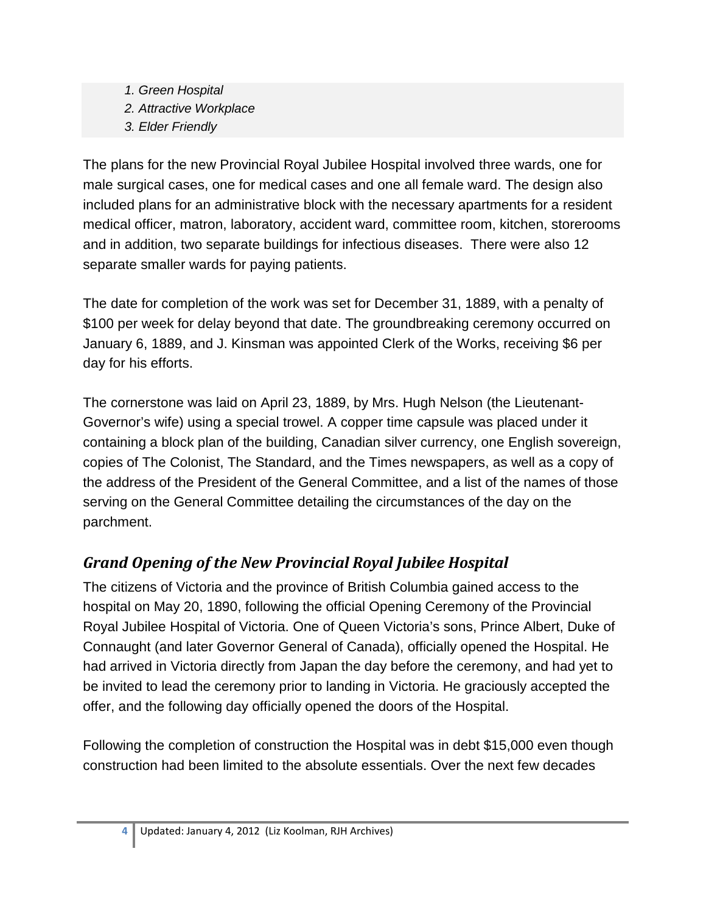*1. Green Hospital*
*2. Attractive Workplace*
*3. Elder Friendly*

The plans for the new Provincial Royal Jubilee Hospital involved three wards, one for male surgical cases, one for medical cases and one all female ward. The design also included plans for an administrative block with the necessary apartments for a resident medical officer, matron, laboratory, accident ward, committee room, kitchen, storerooms and in addition, two separate buildings for infectious diseases. There were also 12 separate smaller wards for paying patients.

The date for completion of the work was set for December 31, 1889, with a penalty of $100 per week for delay beyond that date. The groundbreaking ceremony occurred on January 6, 1889, and J. Kinsman was appointed Clerk of the Works, receiving $6 per day for his efforts.

The cornerstone was laid on April 23, 1889, by Mrs. Hugh Nelson (the Lieutenant-Governor's wife) using a special trowel. A copper time capsule was placed under it containing a block plan of the building, Canadian silver currency, one English sovereign, copies of The Colonist, The Standard, and the Times newspapers, as well as a copy of the address of the President of the General Committee, and a list of the names of those serving on the General Committee detailing the circumstances of the day on the parchment.

## *Grand Opening of the New Provincial Royal Jubilee Hospital*

The citizens of Victoria and the province of British Columbia gained access to the hospital on May 20, 1890, following the official Opening Ceremony of the Provincial Royal Jubilee Hospital of Victoria. One of Queen Victoria's sons, Prince Albert, Duke of Connaught (and later Governor General of Canada), officially opened the Hospital. He had arrived in Victoria directly from Japan the day before the ceremony, and had yet to be invited to lead the ceremony prior to landing in Victoria. He graciously accepted the offer, and the following day officially opened the doors of the Hospital.

Following the completion of construction the Hospital was in debt $15,000 even though construction had been limited to the absolute essentials. Over the next few decades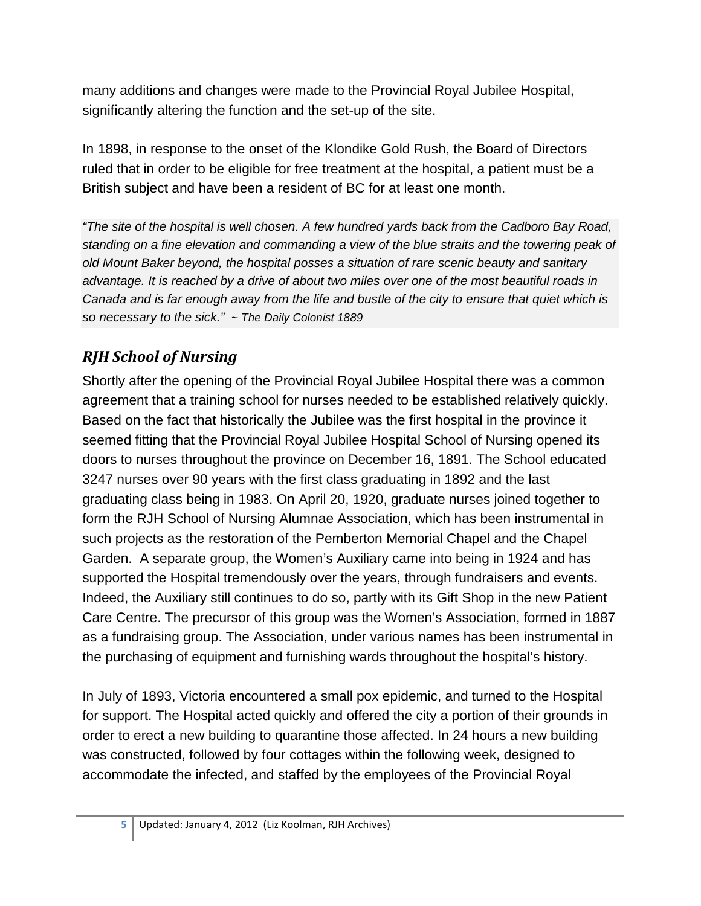many additions and changes were made to the Provincial Royal Jubilee Hospital, significantly altering the function and the set-up of the site.

In 1898, in response to the onset of the Klondike Gold Rush, the Board of Directors ruled that in order to be eligible for free treatment at the hospital, a patient must be a British subject and have been a resident of BC for at least one month.

*"The site of the hospital is well chosen. A few hundred yards back from the Cadboro Bay Road, standing on a fine elevation and commanding a view of the blue straits and the towering peak of old Mount Baker beyond, the hospital posses a situation of rare scenic beauty and sanitary advantage. It is reached by a drive of about two miles over one of the most beautiful roads in Canada and is far enough away from the life and bustle of the city to ensure that quiet which is so necessary to the sick." ~ The Daily Colonist 1889*

## *RJH School of Nursing*

Shortly after the opening of the Provincial Royal Jubilee Hospital there was a common agreement that a training school for nurses needed to be established relatively quickly. Based on the fact that historically the Jubilee was the first hospital in the province it seemed fitting that the Provincial Royal Jubilee Hospital School of Nursing opened its doors to nurses throughout the province on December 16, 1891. The School educated 3247 nurses over 90 years with the first class graduating in 1892 and the last graduating class being in 1983. On April 20, 1920, graduate nurses joined together to form the RJH School of Nursing Alumnae Association, which has been instrumental in such projects as the restoration of the Pemberton Memorial Chapel and the Chapel Garden. A separate group, the Women's Auxiliary came into being in 1924 and has supported the Hospital tremendously over the years, through fundraisers and events. Indeed, the Auxiliary still continues to do so, partly with its Gift Shop in the new Patient Care Centre. The precursor of this group was the Women's Association, formed in 1887 as a fundraising group. The Association, under various names has been instrumental in the purchasing of equipment and furnishing wards throughout the hospital's history.

In July of 1893, Victoria encountered a small pox epidemic, and turned to the Hospital for support. The Hospital acted quickly and offered the city a portion of their grounds in order to erect a new building to quarantine those affected. In 24 hours a new building was constructed, followed by four cottages within the following week, designed to accommodate the infected, and staffed by the employees of the Provincial Royal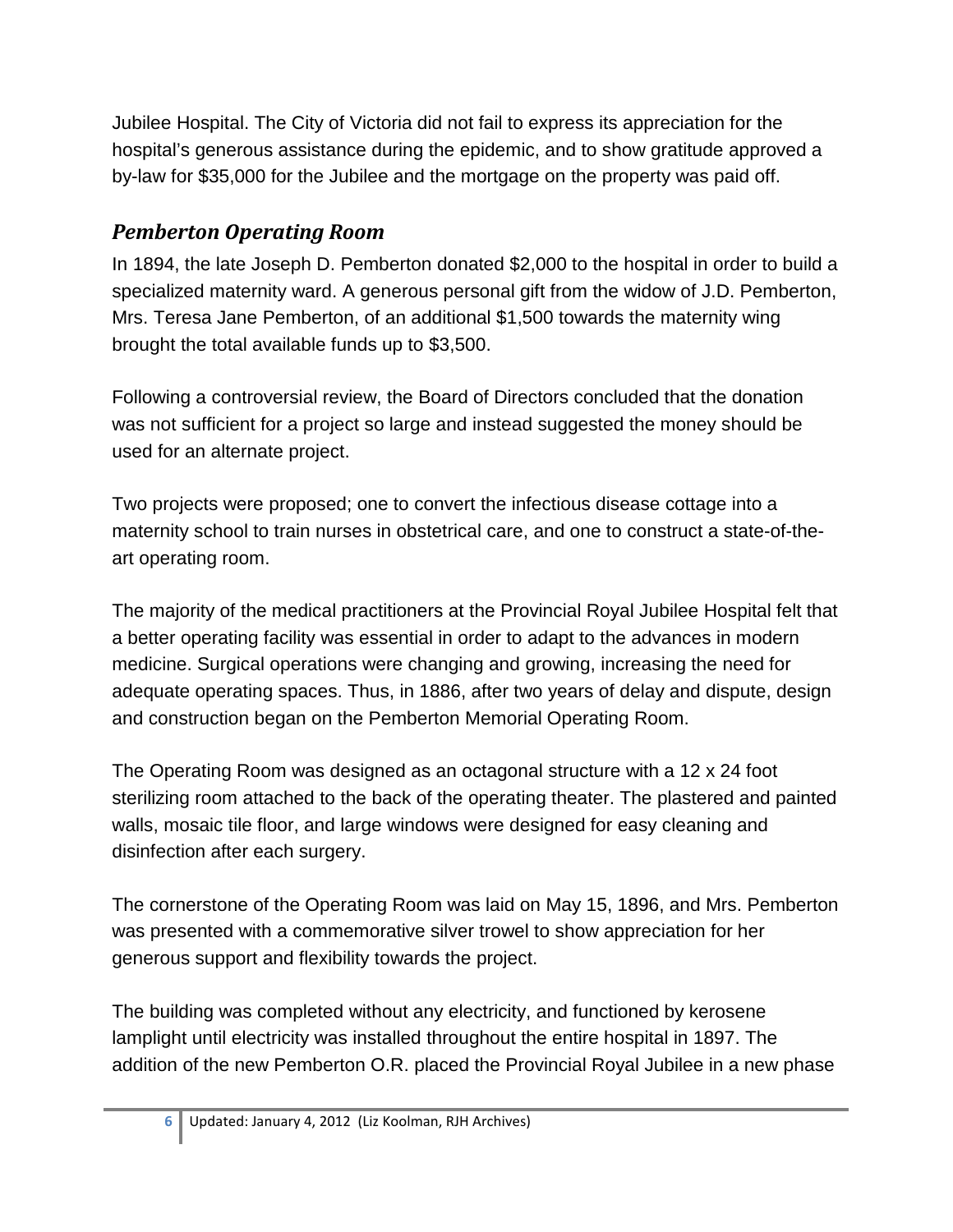Jubilee Hospital. The City of Victoria did not fail to express its appreciation for the hospital's generous assistance during the epidemic, and to show gratitude approved a by-law for $35,000 for the Jubilee and the mortgage on the property was paid off.

### *Pemberton Operating Room*

In 1894, the late Joseph D. Pemberton donated $2,000 to the hospital in order to build a specialized maternity ward. A generous personal gift from the widow of J.D. Pemberton, Mrs. Teresa Jane Pemberton, of an additional $1,500 towards the maternity wing brought the total available funds up to $3,500.

Following a controversial review, the Board of Directors concluded that the donation was not sufficient for a project so large and instead suggested the money should be used for an alternate project.

Two projects were proposed; one to convert the infectious disease cottage into a maternity school to train nurses in obstetrical care, and one to construct a state-of-the-art operating room.

The majority of the medical practitioners at the Provincial Royal Jubilee Hospital felt that a better operating facility was essential in order to adapt to the advances in modern medicine. Surgical operations were changing and growing, increasing the need for adequate operating spaces. Thus, in 1886, after two years of delay and dispute, design and construction began on the Pemberton Memorial Operating Room.

The Operating Room was designed as an octagonal structure with a 12 x 24 foot sterilizing room attached to the back of the operating theater. The plastered and painted walls, mosaic tile floor, and large windows were designed for easy cleaning and disinfection after each surgery.

The cornerstone of the Operating Room was laid on May 15, 1896, and Mrs. Pemberton was presented with a commemorative silver trowel to show appreciation for her generous support and flexibility towards the project.

The building was completed without any electricity, and functioned by kerosene lamplight until electricity was installed throughout the entire hospital in 1897. The addition of the new Pemberton O.R. placed the Provincial Royal Jubilee in a new phase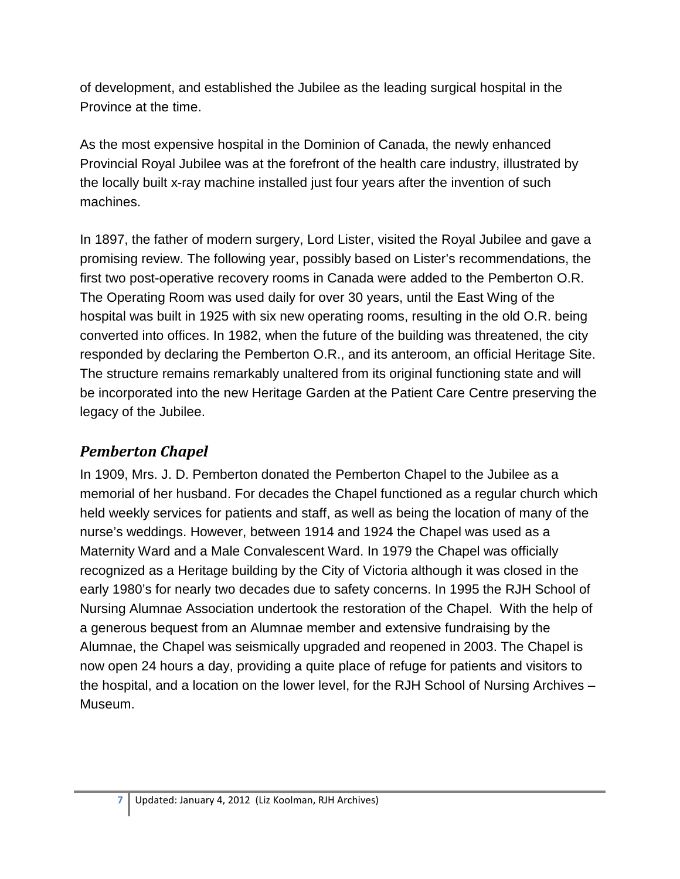of development, and established the Jubilee as the leading surgical hospital in the Province at the time.

As the most expensive hospital in the Dominion of Canada, the newly enhanced Provincial Royal Jubilee was at the forefront of the health care industry, illustrated by the locally built x-ray machine installed just four years after the invention of such machines.

In 1897, the father of modern surgery, Lord Lister, visited the Royal Jubilee and gave a promising review. The following year, possibly based on Lister's recommendations, the first two post-operative recovery rooms in Canada were added to the Pemberton O.R. The Operating Room was used daily for over 30 years, until the East Wing of the hospital was built in 1925 with six new operating rooms, resulting in the old O.R. being converted into offices. In 1982, when the future of the building was threatened, the city responded by declaring the Pemberton O.R., and its anteroom, an official Heritage Site. The structure remains remarkably unaltered from its original functioning state and will be incorporated into the new Heritage Garden at the Patient Care Centre preserving the legacy of the Jubilee.

## *Pemberton Chapel*

In 1909, Mrs. J. D. Pemberton donated the Pemberton Chapel to the Jubilee as a memorial of her husband. For decades the Chapel functioned as a regular church which held weekly services for patients and staff, as well as being the location of many of the nurse's weddings. However, between 1914 and 1924 the Chapel was used as a Maternity Ward and a Male Convalescent Ward. In 1979 the Chapel was officially recognized as a Heritage building by the City of Victoria although it was closed in the early 1980's for nearly two decades due to safety concerns. In 1995 the RJH School of Nursing Alumnae Association undertook the restoration of the Chapel. With the help of a generous bequest from an Alumnae member and extensive fundraising by the Alumnae, the Chapel was seismically upgraded and reopened in 2003. The Chapel is now open 24 hours a day, providing a quite place of refuge for patients and visitors to the hospital, and a location on the lower level, for the RJH School of Nursing Archives – Museum.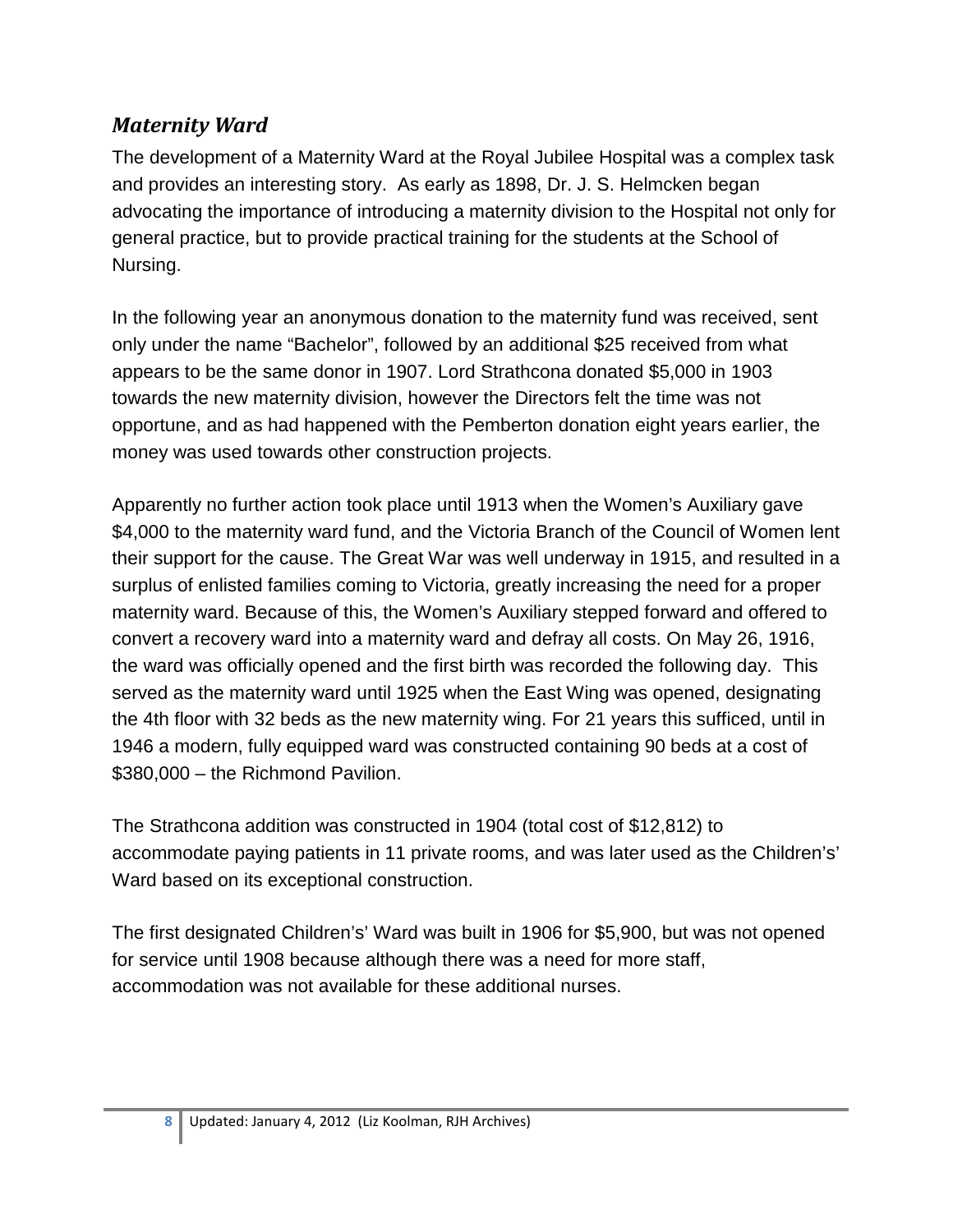## *Maternity Ward*

The development of a Maternity Ward at the Royal Jubilee Hospital was a complex task and provides an interesting story. As early as 1898, Dr. J. S. Helmcken began advocating the importance of introducing a maternity division to the Hospital not only for general practice, but to provide practical training for the students at the School of Nursing.

In the following year an anonymous donation to the maternity fund was received, sent only under the name "Bachelor", followed by an additional $25 received from what appears to be the same donor in 1907. Lord Strathcona donated $5,000 in 1903 towards the new maternity division, however the Directors felt the time was not opportune, and as had happened with the Pemberton donation eight years earlier, the money was used towards other construction projects.

Apparently no further action took place until 1913 when the Women's Auxiliary gave $4,000 to the maternity ward fund, and the Victoria Branch of the Council of Women lent their support for the cause. The Great War was well underway in 1915, and resulted in a surplus of enlisted families coming to Victoria, greatly increasing the need for a proper maternity ward. Because of this, the Women's Auxiliary stepped forward and offered to convert a recovery ward into a maternity ward and defray all costs. On May 26, 1916, the ward was officially opened and the first birth was recorded the following day. This served as the maternity ward until 1925 when the East Wing was opened, designating the 4th floor with 32 beds as the new maternity wing. For 21 years this sufficed, until in 1946 a modern, fully equipped ward was constructed containing 90 beds at a cost of $380,000 – the Richmond Pavilion.

The Strathcona addition was constructed in 1904 (total cost of $12,812) to accommodate paying patients in 11 private rooms, and was later used as the Children's' Ward based on its exceptional construction.

The first designated Children's' Ward was built in 1906 for $5,900, but was not opened for service until 1908 because although there was a need for more staff, accommodation was not available for these additional nurses.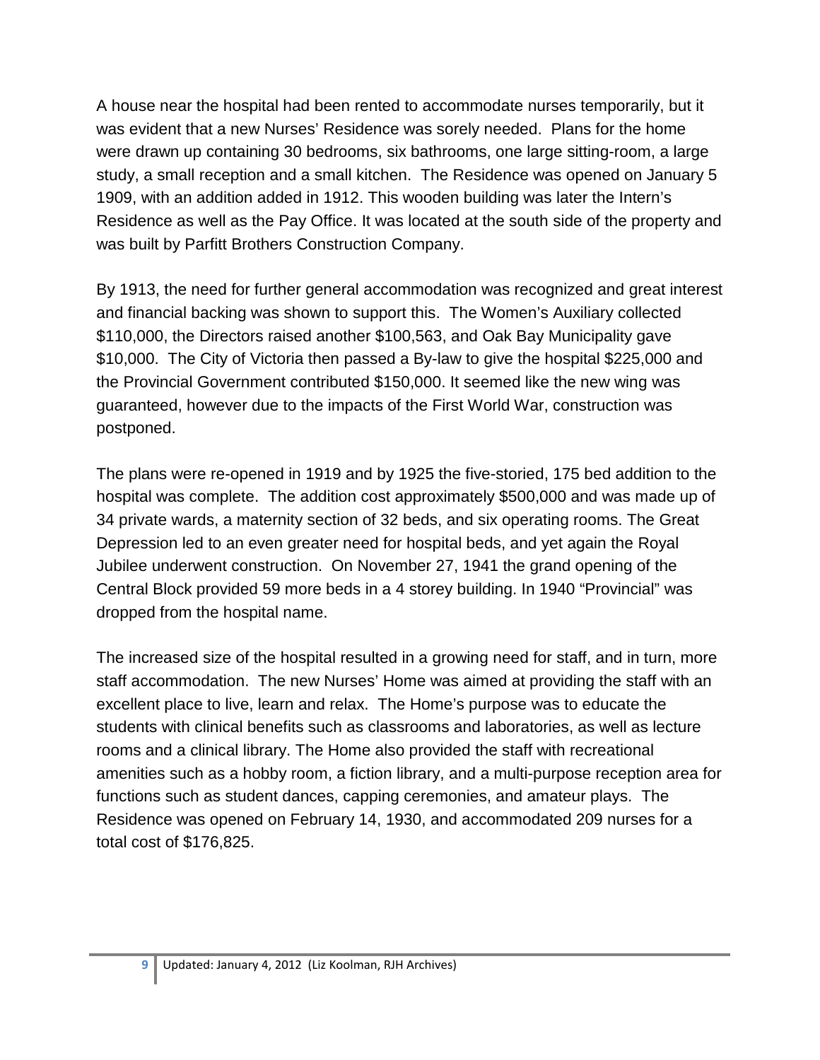A house near the hospital had been rented to accommodate nurses temporarily, but it was evident that a new Nurses' Residence was sorely needed. Plans for the home were drawn up containing 30 bedrooms, six bathrooms, one large sitting-room, a large study, a small reception and a small kitchen. The Residence was opened on January 5 1909, with an addition added in 1912. This wooden building was later the Intern's Residence as well as the Pay Office. It was located at the south side of the property and was built by Parfitt Brothers Construction Company.

By 1913, the need for further general accommodation was recognized and great interest and financial backing was shown to support this. The Women's Auxiliary collected $110,000, the Directors raised another $100,563, and Oak Bay Municipality gave $10,000. The City of Victoria then passed a By-law to give the hospital $225,000 and the Provincial Government contributed $150,000. It seemed like the new wing was guaranteed, however due to the impacts of the First World War, construction was postponed.

The plans were re-opened in 1919 and by 1925 the five-storied, 175 bed addition to the hospital was complete. The addition cost approximately $500,000 and was made up of 34 private wards, a maternity section of 32 beds, and six operating rooms. The Great Depression led to an even greater need for hospital beds, and yet again the Royal Jubilee underwent construction. On November 27, 1941 the grand opening of the Central Block provided 59 more beds in a 4 storey building. In 1940 "Provincial" was dropped from the hospital name.

The increased size of the hospital resulted in a growing need for staff, and in turn, more staff accommodation. The new Nurses' Home was aimed at providing the staff with an excellent place to live, learn and relax. The Home's purpose was to educate the students with clinical benefits such as classrooms and laboratories, as well as lecture rooms and a clinical library. The Home also provided the staff with recreational amenities such as a hobby room, a fiction library, and a multi-purpose reception area for functions such as student dances, capping ceremonies, and amateur plays. The Residence was opened on February 14, 1930, and accommodated 209 nurses for a total cost of $176,825.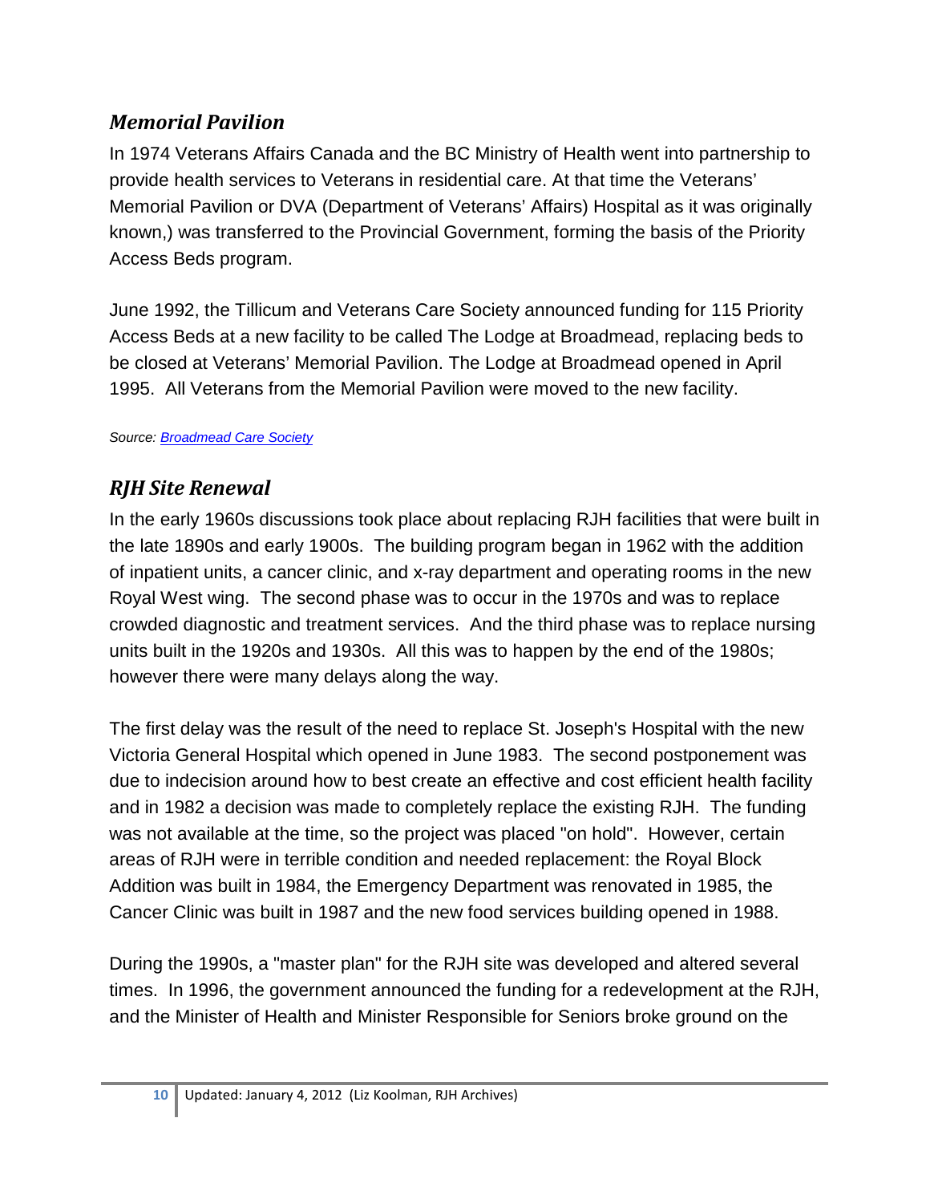## *Memorial Pavilion*

In 1974 Veterans Affairs Canada and the BC Ministry of Health went into partnership to provide health services to Veterans in residential care. At that time the Veterans' Memorial Pavilion or DVA (Department of Veterans' Affairs) Hospital as it was originally known,) was transferred to the Provincial Government, forming the basis of the Priority Access Beds program.

June 1992, the Tillicum and Veterans Care Society announced funding for 115 Priority Access Beds at a new facility to be called The Lodge at Broadmead, replacing beds to be closed at Veterans' Memorial Pavilion. The Lodge at Broadmead opened in April 1995. All Veterans from the Memorial Pavilion were moved to the new facility.

*Source: Broadmead Care Society*

## *RJH Site Renewal*

In the early 1960s discussions took place about replacing RJH facilities that were built in the late 1890s and early 1900s. The building program began in 1962 with the addition of inpatient units, a cancer clinic, and x-ray department and operating rooms in the new Royal West wing. The second phase was to occur in the 1970s and was to replace crowded diagnostic and treatment services. And the third phase was to replace nursing units built in the 1920s and 1930s. All this was to happen by the end of the 1980s; however there were many delays along the way.

The first delay was the result of the need to replace St. Joseph's Hospital with the new Victoria General Hospital which opened in June 1983. The second postponement was due to indecision around how to best create an effective and cost efficient health facility and in 1982 a decision was made to completely replace the existing RJH. The funding was not available at the time, so the project was placed "on hold". However, certain areas of RJH were in terrible condition and needed replacement: the Royal Block Addition was built in 1984, the Emergency Department was renovated in 1985, the Cancer Clinic was built in 1987 and the new food services building opened in 1988.

During the 1990s, a "master plan" for the RJH site was developed and altered several times. In 1996, the government announced the funding for a redevelopment at the RJH, and the Minister of Health and Minister Responsible for Seniors broke ground on the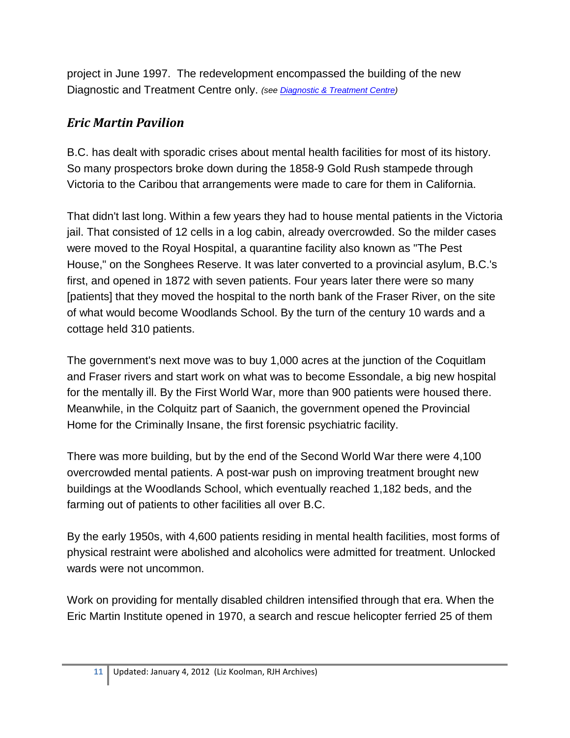project in June 1997. The redevelopment encompassed the building of the new Diagnostic and Treatment Centre only. *(see [Diagnostic & Treatment Centre])*

## *Eric Martin Pavilion*

B.C. has dealt with sporadic crises about mental health facilities for most of its history. So many prospectors broke down during the 1858-9 Gold Rush stampede through Victoria to the Caribou that arrangements were made to care for them in California.

That didn't last long. Within a few years they had to house mental patients in the Victoria jail. That consisted of 12 cells in a log cabin, already overcrowded. So the milder cases were moved to the Royal Hospital, a quarantine facility also known as "The Pest House," on the Songhees Reserve. It was later converted to a provincial asylum, B.C.'s first, and opened in 1872 with seven patients. Four years later there were so many [patients] that they moved the hospital to the north bank of the Fraser River, on the site of what would become Woodlands School. By the turn of the century 10 wards and a cottage held 310 patients.

The government's next move was to buy 1,000 acres at the junction of the Coquitlam and Fraser rivers and start work on what was to become Essondale, a big new hospital for the mentally ill. By the First World War, more than 900 patients were housed there. Meanwhile, in the Colquitz part of Saanich, the government opened the Provincial Home for the Criminally Insane, the first forensic psychiatric facility.

There was more building, but by the end of the Second World War there were 4,100 overcrowded mental patients. A post-war push on improving treatment brought new buildings at the Woodlands School, which eventually reached 1,182 beds, and the farming out of patients to other facilities all over B.C.

By the early 1950s, with 4,600 patients residing in mental health facilities, most forms of physical restraint were abolished and alcoholics were admitted for treatment. Unlocked wards were not uncommon.

Work on providing for mentally disabled children intensified through that era. When the Eric Martin Institute opened in 1970, a search and rescue helicopter ferried 25 of them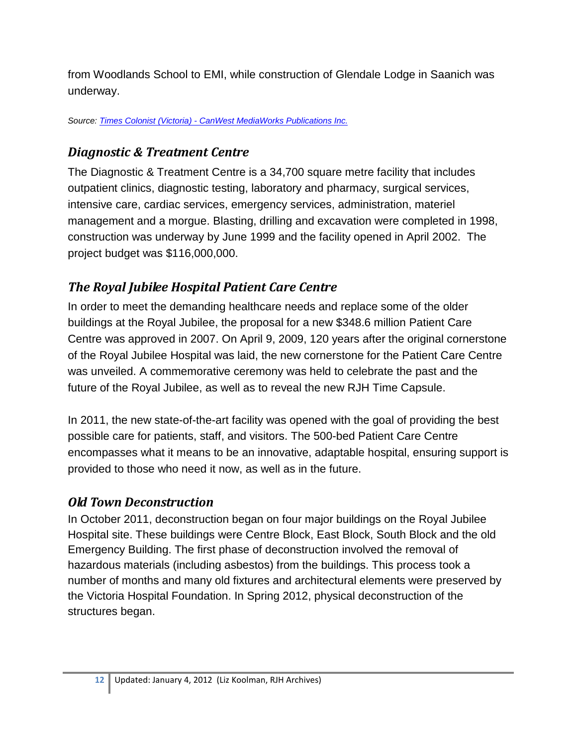from Woodlands School to EMI, while construction of Glendale Lodge in Saanich was underway.

*Source: [Times Colonist (Victoria) - CanWest MediaWorks Publications Inc.]*

## *Diagnostic & Treatment Centre*

The Diagnostic & Treatment Centre is a 34,700 square metre facility that includes outpatient clinics, diagnostic testing, laboratory and pharmacy, surgical services, intensive care, cardiac services, emergency services, administration, materiel management and a morgue. Blasting, drilling and excavation were completed in 1998, construction was underway by June 1999 and the facility opened in April 2002. The project budget was $116,000,000.

## *The Royal Jubilee Hospital Patient Care Centre*

In order to meet the demanding healthcare needs and replace some of the older buildings at the Royal Jubilee, the proposal for a new $348.6 million Patient Care Centre was approved in 2007. On April 9, 2009, 120 years after the original cornerstone of the Royal Jubilee Hospital was laid, the new cornerstone for the Patient Care Centre was unveiled. A commemorative ceremony was held to celebrate the past and the future of the Royal Jubilee, as well as to reveal the new RJH Time Capsule.

In 2011, the new state-of-the-art facility was opened with the goal of providing the best possible care for patients, staff, and visitors. The 500-bed Patient Care Centre encompasses what it means to be an innovative, adaptable hospital, ensuring support is provided to those who need it now, as well as in the future.

## *Old Town Deconstruction*

In October 2011, deconstruction began on four major buildings on the Royal Jubilee Hospital site. These buildings were Centre Block, East Block, South Block and the old Emergency Building. The first phase of deconstruction involved the removal of hazardous materials (including asbestos) from the buildings. This process took a number of months and many old fixtures and architectural elements were preserved by the Victoria Hospital Foundation. In Spring 2012, physical deconstruction of the structures began.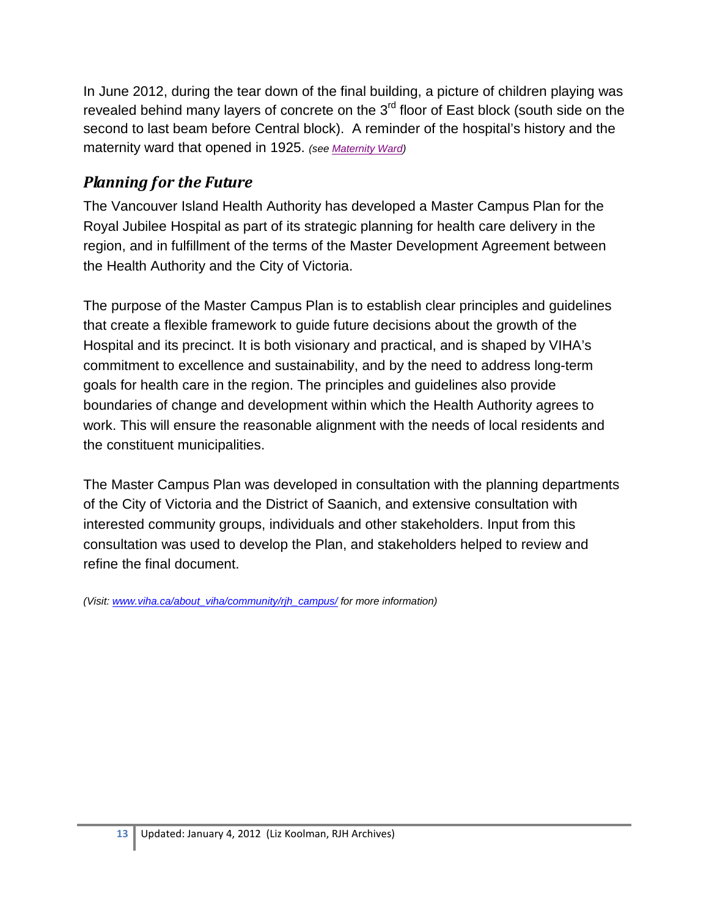In June 2012, during the tear down of the final building, a picture of children playing was revealed behind many layers of concrete on the 3rd floor of East block (south side on the second to last beam before Central block). A reminder of the hospital's history and the maternity ward that opened in 1925. *(see [Maternity Ward])*

## *Planning for the Future*

The Vancouver Island Health Authority has developed a Master Campus Plan for the Royal Jubilee Hospital as part of its strategic planning for health care delivery in the region, and in fulfillment of the terms of the Master Development Agreement between the Health Authority and the City of Victoria.

The purpose of the Master Campus Plan is to establish clear principles and guidelines that create a flexible framework to guide future decisions about the growth of the Hospital and its precinct. It is both visionary and practical, and is shaped by VIHA's commitment to excellence and sustainability, and by the need to address long-term goals for health care in the region. The principles and guidelines also provide boundaries of change and development within which the Health Authority agrees to work. This will ensure the reasonable alignment with the needs of local residents and the constituent municipalities.

The Master Campus Plan was developed in consultation with the planning departments of the City of Victoria and the District of Saanich, and extensive consultation with interested community groups, individuals and other stakeholders. Input from this consultation was used to develop the Plan, and stakeholders helped to review and refine the final document.

*(Visit: www.viha.ca/about_viha/community/rjh_campus/ for more information)*